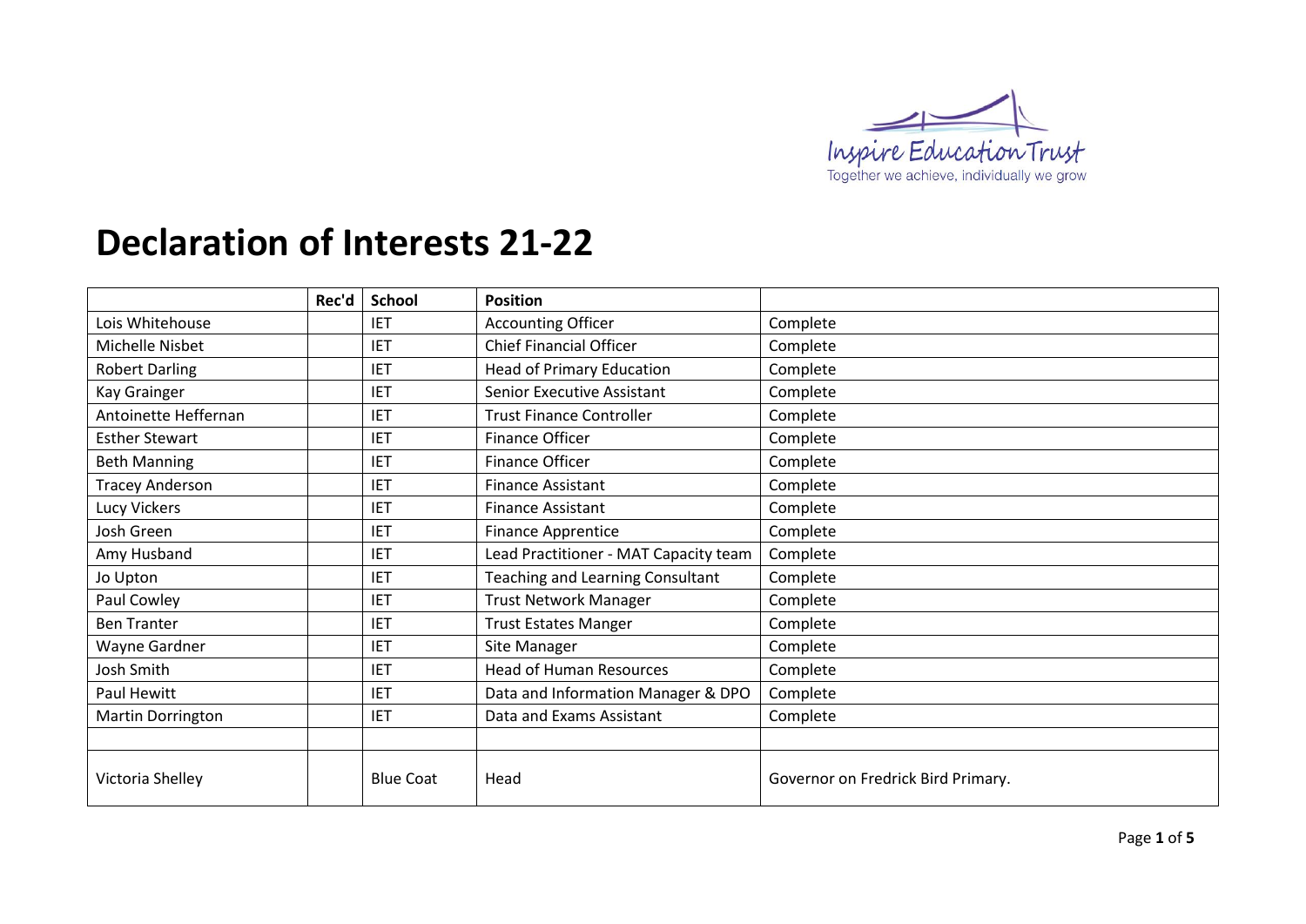Inspire Education Trust
Together we achieve, individually we grow

# Declaration of Interests 21-22

| | Rec'd | School | Position | |
|---|---|---|---|---|
| Lois Whitehouse | | IET | Accounting Officer | Complete |
| Michelle Nisbet | | IET | Chief Financial Officer | Complete |
| Robert Darling | | IET | Head of Primary Education | Complete |
| Kay Grainger | | IET | Senior Executive Assistant | Complete |
| Antoinette Heffernan | | IET | Trust Finance Controller | Complete |
| Esther Stewart | | IET | Finance Officer | Complete |
| Beth Manning | | IET | Finance Officer | Complete |
| Tracey Anderson | | IET | Finance Assistant | Complete |
| Lucy Vickers | | IET | Finance Assistant | Complete |
| Josh Green | | IET | Finance Apprentice | Complete |
| Amy Husband | | IET | Lead Practitioner - MAT Capacity team | Complete |
| Jo Upton | | IET | Teaching and Learning Consultant | Complete |
| Paul Cowley | | IET | Trust Network Manager | Complete |
| Ben Tranter | | IET | Trust Estates Manger | Complete |
| Wayne Gardner | | IET | Site Manager | Complete |
| Josh Smith | | IET | Head of Human Resources | Complete |
| Paul Hewitt | | IET | Data and Information Manager & DPO | Complete |
| Martin Dorrington | | IET | Data and Exams Assistant | Complete |
| | | | | |
| Victoria Shelley | | Blue Coat | Head | Governor on Fredrick Bird Primary. |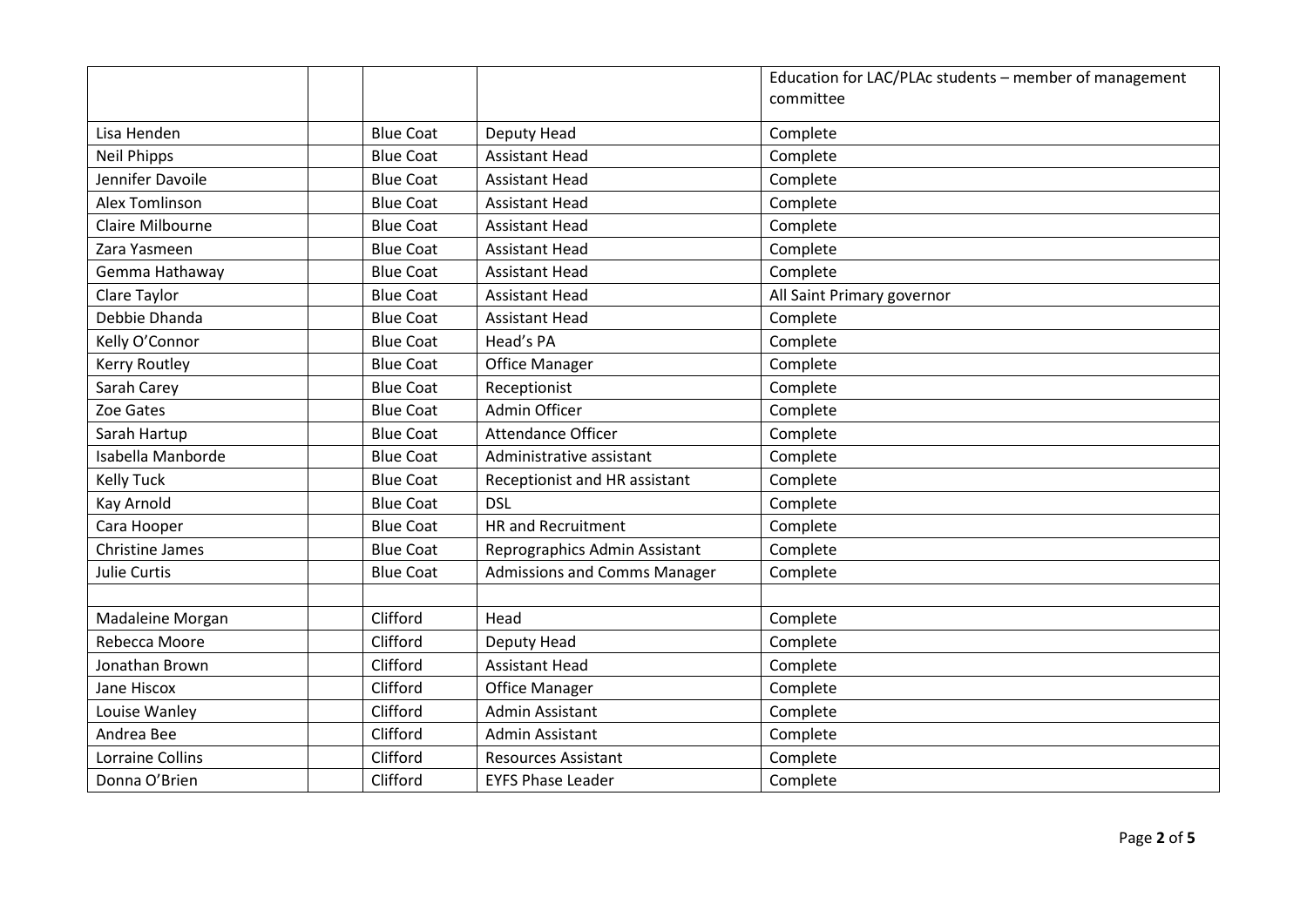| | | | | |
|---|---|---|---|---|
| | | | | Education for LAC/PLAc students – member of management committee |
| Lisa Henden | | Blue Coat | Deputy Head | Complete |
| Neil Phipps | | Blue Coat | Assistant Head | Complete |
| Jennifer Davoile | | Blue Coat | Assistant Head | Complete |
| Alex Tomlinson | | Blue Coat | Assistant Head | Complete |
| Claire Milbourne | | Blue Coat | Assistant Head | Complete |
| Zara Yasmeen | | Blue Coat | Assistant Head | Complete |
| Gemma Hathaway | | Blue Coat | Assistant Head | Complete |
| Clare Taylor | | Blue Coat | Assistant Head | All Saint Primary governor |
| Debbie Dhanda | | Blue Coat | Assistant Head | Complete |
| Kelly O'Connor | | Blue Coat | Head's PA | Complete |
| Kerry Routley | | Blue Coat | Office Manager | Complete |
| Sarah Carey | | Blue Coat | Receptionist | Complete |
| Zoe Gates | | Blue Coat | Admin Officer | Complete |
| Sarah Hartup | | Blue Coat | Attendance Officer | Complete |
| Isabella Manborde | | Blue Coat | Administrative assistant | Complete |
| Kelly Tuck | | Blue Coat | Receptionist and HR assistant | Complete |
| Kay Arnold | | Blue Coat | DSL | Complete |
| Cara Hooper | | Blue Coat | HR and Recruitment | Complete |
| Christine James | | Blue Coat | Reprographics Admin Assistant | Complete |
| Julie Curtis | | Blue Coat | Admissions and Comms Manager | Complete |
| | | | | |
| Madaleine Morgan | | Clifford | Head | Complete |
| Rebecca Moore | | Clifford | Deputy Head | Complete |
| Jonathan Brown | | Clifford | Assistant Head | Complete |
| Jane Hiscox | | Clifford | Office Manager | Complete |
| Louise Wanley | | Clifford | Admin Assistant | Complete |
| Andrea Bee | | Clifford | Admin Assistant | Complete |
| Lorraine Collins | | Clifford | Resources Assistant | Complete |
| Donna O'Brien | | Clifford | EYFS Phase Leader | Complete |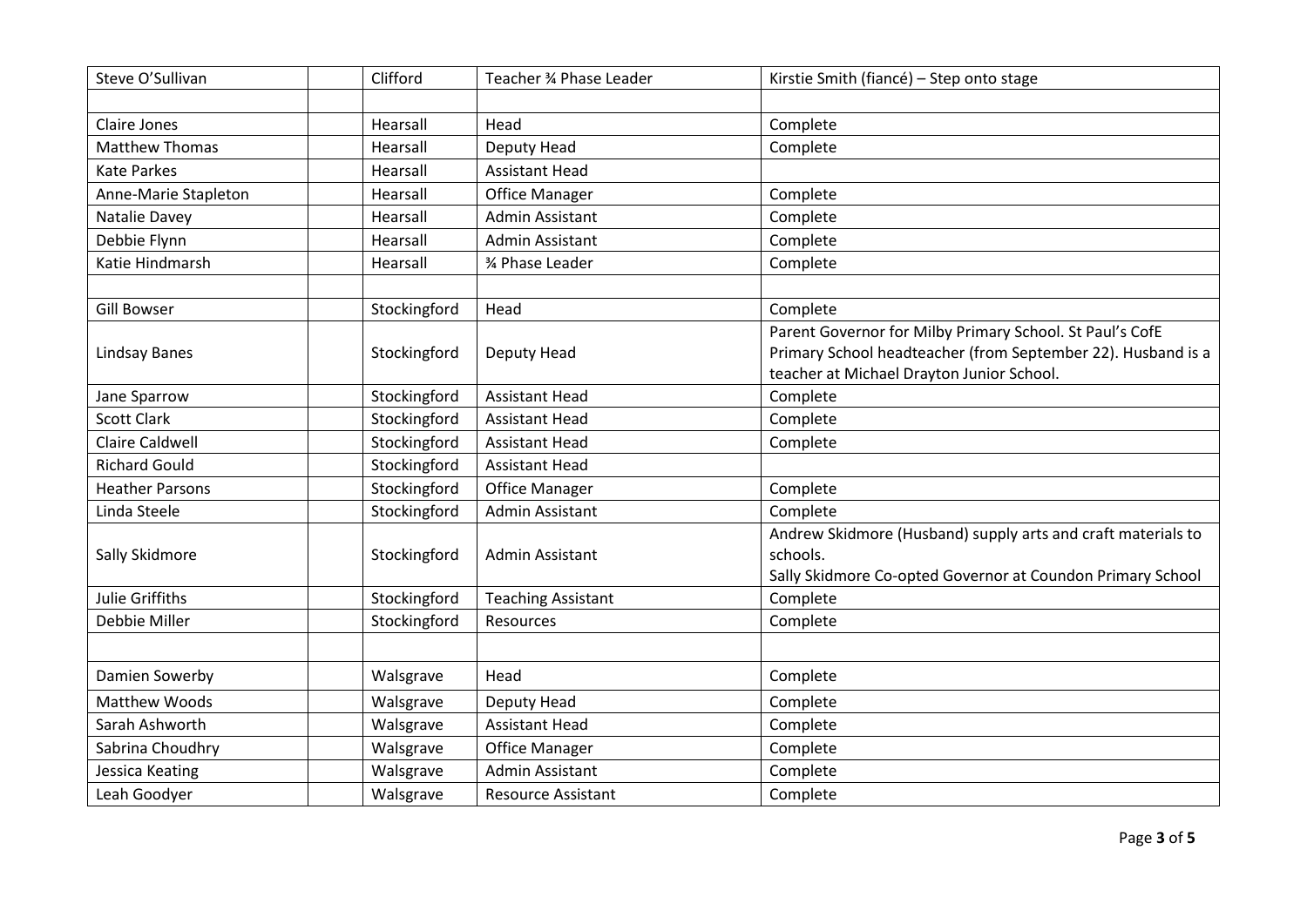| | | | | |
|---|---|---|---|---|
| Steve O'Sullivan | | Clifford | Teacher ¾ Phase Leader | Kirstie Smith (fiancé) – Step onto stage |
| | | | | |
| Claire Jones | | Hearsall | Head | Complete |
| Matthew Thomas | | Hearsall | Deputy Head | Complete |
| Kate Parkes | | Hearsall | Assistant Head | |
| Anne-Marie Stapleton | | Hearsall | Office Manager | Complete |
| Natalie Davey | | Hearsall | Admin Assistant | Complete |
| Debbie Flynn | | Hearsall | Admin Assistant | Complete |
| Katie Hindmarsh | | Hearsall | ¾ Phase Leader | Complete |
| | | | | |
| Gill Bowser | | Stockingford | Head | Complete |
| Lindsay Banes | | Stockingford | Deputy Head | Parent Governor for Milby Primary School. St Paul's CofE Primary School headteacher (from September 22). Husband is a teacher at Michael Drayton Junior School. |
| Jane Sparrow | | Stockingford | Assistant Head | Complete |
| Scott Clark | | Stockingford | Assistant Head | Complete |
| Claire Caldwell | | Stockingford | Assistant Head | Complete |
| Richard Gould | | Stockingford | Assistant Head | |
| Heather Parsons | | Stockingford | Office Manager | Complete |
| Linda Steele | | Stockingford | Admin Assistant | Complete |
| Sally Skidmore | | Stockingford | Admin Assistant | Andrew Skidmore (Husband) supply arts and craft materials to schools.<br>Sally Skidmore Co-opted Governor at Coundon Primary School |
| Julie Griffiths | | Stockingford | Teaching Assistant | Complete |
| Debbie Miller | | Stockingford | Resources | Complete |
| | | | | |
| Damien Sowerby | | Walsgrave | Head | Complete |
| Matthew Woods | | Walsgrave | Deputy Head | Complete |
| Sarah Ashworth | | Walsgrave | Assistant Head | Complete |
| Sabrina Choudhry | | Walsgrave | Office Manager | Complete |
| Jessica Keating | | Walsgrave | Admin Assistant | Complete |
| Leah Goodyer | | Walsgrave | Resource Assistant | Complete |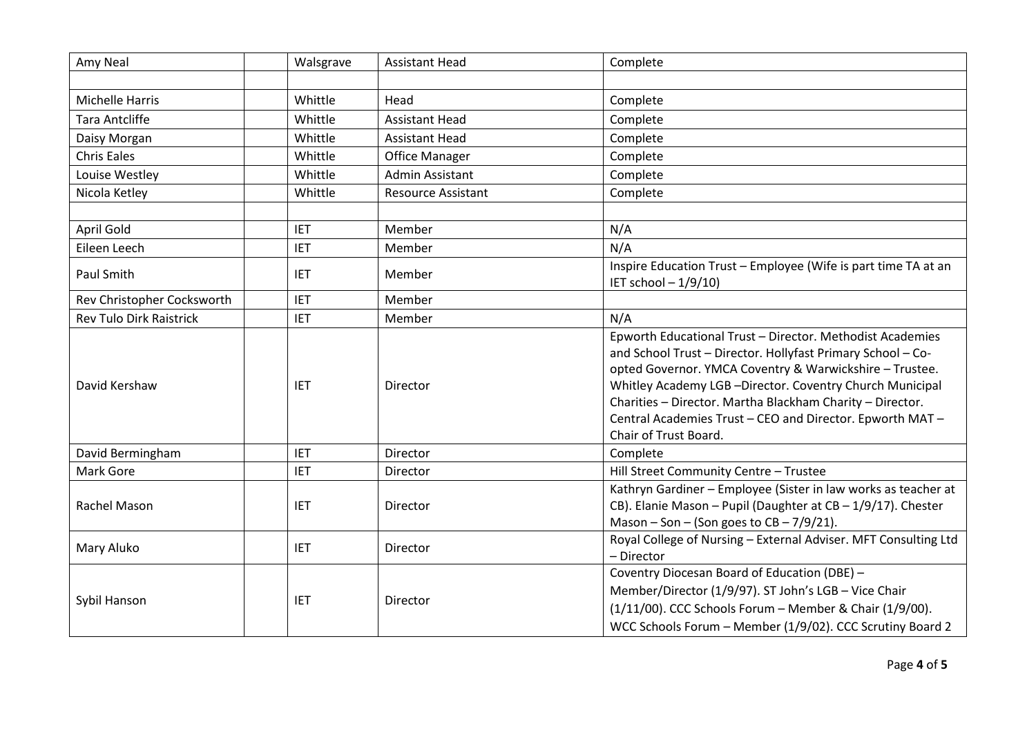| Amy Neal | | Walsgrave | Assistant Head | Complete |
|---|---|---|---|---|
| | | | | |
| Michelle Harris | | Whittle | Head | Complete |
| Tara Antcliffe | | Whittle | Assistant Head | Complete |
| Daisy Morgan | | Whittle | Assistant Head | Complete |
| Chris Eales | | Whittle | Office Manager | Complete |
| Louise Westley | | Whittle | Admin Assistant | Complete |
| Nicola Ketley | | Whittle | Resource Assistant | Complete |
| | | | | |
| April Gold | | IET | Member | N/A |
| Eileen Leech | | IET | Member | N/A |
| Paul Smith | | IET | Member | Inspire Education Trust – Employee (Wife is part time TA at an IET school – 1/9/10) |
| Rev Christopher Cocksworth | | IET | Member | |
| Rev Tulo Dirk Raistrick | | IET | Member | N/A |
| David Kershaw | | IET | Director | Epworth Educational Trust – Director. Methodist Academies and School Trust – Director. Hollyfast Primary School – Co-opted Governor. YMCA Coventry & Warwickshire – Trustee. Whitley Academy LGB –Director. Coventry Church Municipal Charities – Director. Martha Blackham Charity – Director. Central Academies Trust – CEO and Director. Epworth MAT – Chair of Trust Board. |
| David Bermingham | | IET | Director | Complete |
| Mark Gore | | IET | Director | Hill Street Community Centre – Trustee |
| Rachel Mason | | IET | Director | Kathryn Gardiner – Employee (Sister in law works as teacher at CB). Elanie Mason – Pupil (Daughter at CB – 1/9/17). Chester Mason – Son – (Son goes to CB – 7/9/21). |
| Mary Aluko | | IET | Director | Royal College of Nursing – External Adviser. MFT Consulting Ltd – Director |
| Sybil Hanson | | IET | Director | Coventry Diocesan Board of Education (DBE) – Member/Director (1/9/97). ST John's LGB – Vice Chair (1/11/00). CCC Schools Forum – Member & Chair (1/9/00). WCC Schools Forum – Member (1/9/02). CCC Scrutiny Board 2 |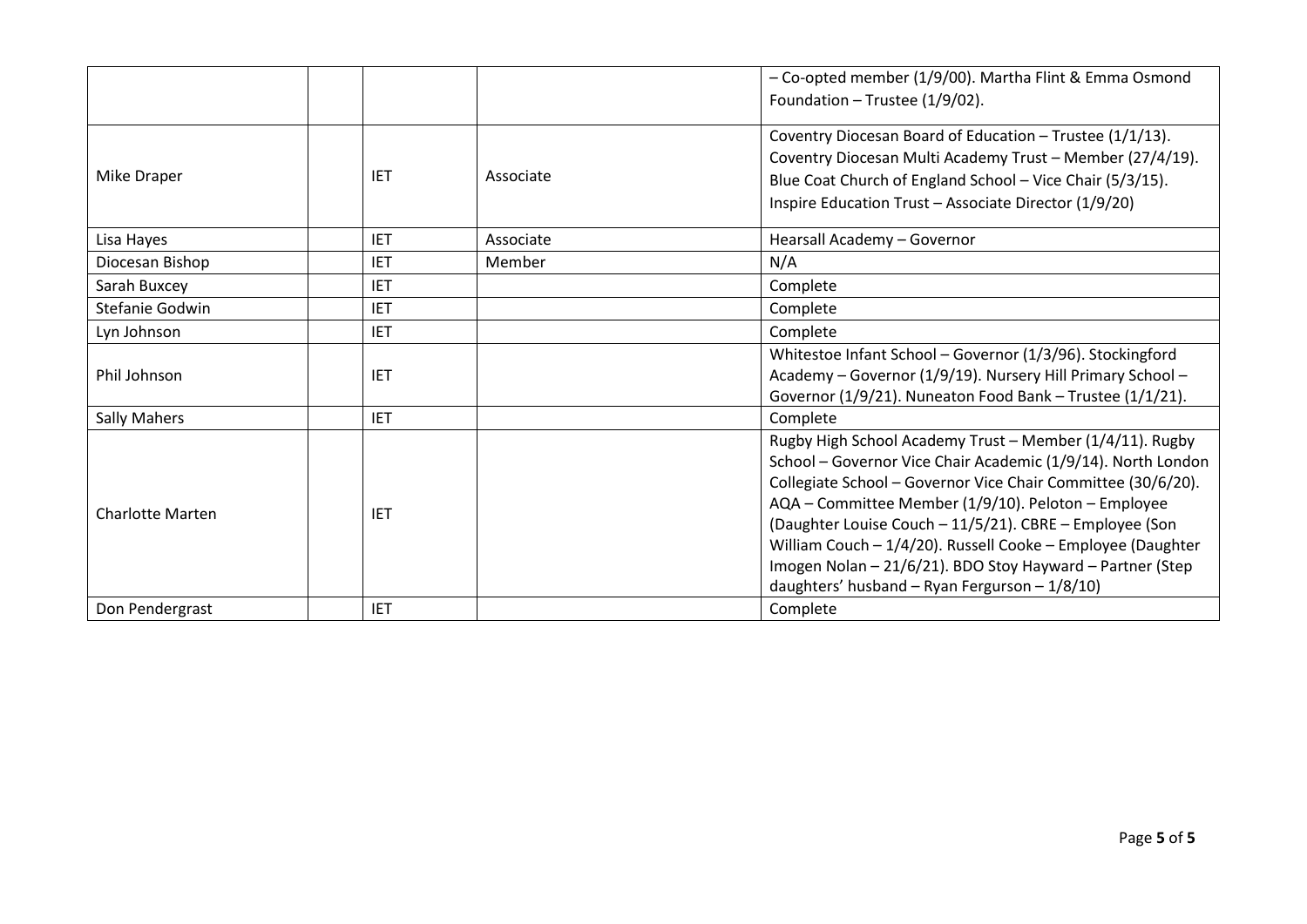| | | | | |
|---|---|---|---|---|
| | | | | – Co-opted member (1/9/00). Martha Flint & Emma Osmond Foundation – Trustee (1/9/02). |
| Mike Draper | | IET | Associate | Coventry Diocesan Board of Education – Trustee (1/1/13). Coventry Diocesan Multi Academy Trust – Member (27/4/19). Blue Coat Church of England School – Vice Chair (5/3/15). Inspire Education Trust – Associate Director (1/9/20) |
| Lisa Hayes | | IET | Associate | Hearsall Academy – Governor |
| Diocesan Bishop | | IET | Member | N/A |
| Sarah Buxcey | | IET | | Complete |
| Stefanie Godwin | | IET | | Complete |
| Lyn Johnson | | IET | | Complete |
| Phil Johnson | | IET | | Whitestoe Infant School – Governor (1/3/96). Stockingford Academy – Governor (1/9/19). Nursery Hill Primary School – Governor (1/9/21). Nuneaton Food Bank – Trustee (1/1/21). |
| Sally Mahers | | IET | | Complete |
| Charlotte Marten | | IET | | Rugby High School Academy Trust – Member (1/4/11). Rugby School – Governor Vice Chair Academic (1/9/14). North London Collegiate School – Governor Vice Chair Committee (30/6/20). AQA – Committee Member (1/9/10). Peloton – Employee (Daughter Louise Couch – 11/5/21). CBRE – Employee (Son William Couch – 1/4/20). Russell Cooke – Employee (Daughter Imogen Nolan – 21/6/21). BDO Stoy Hayward – Partner (Step daughters' husband – Ryan Fergurson – 1/8/10) |
| Don Pendergrast | | IET | | Complete |